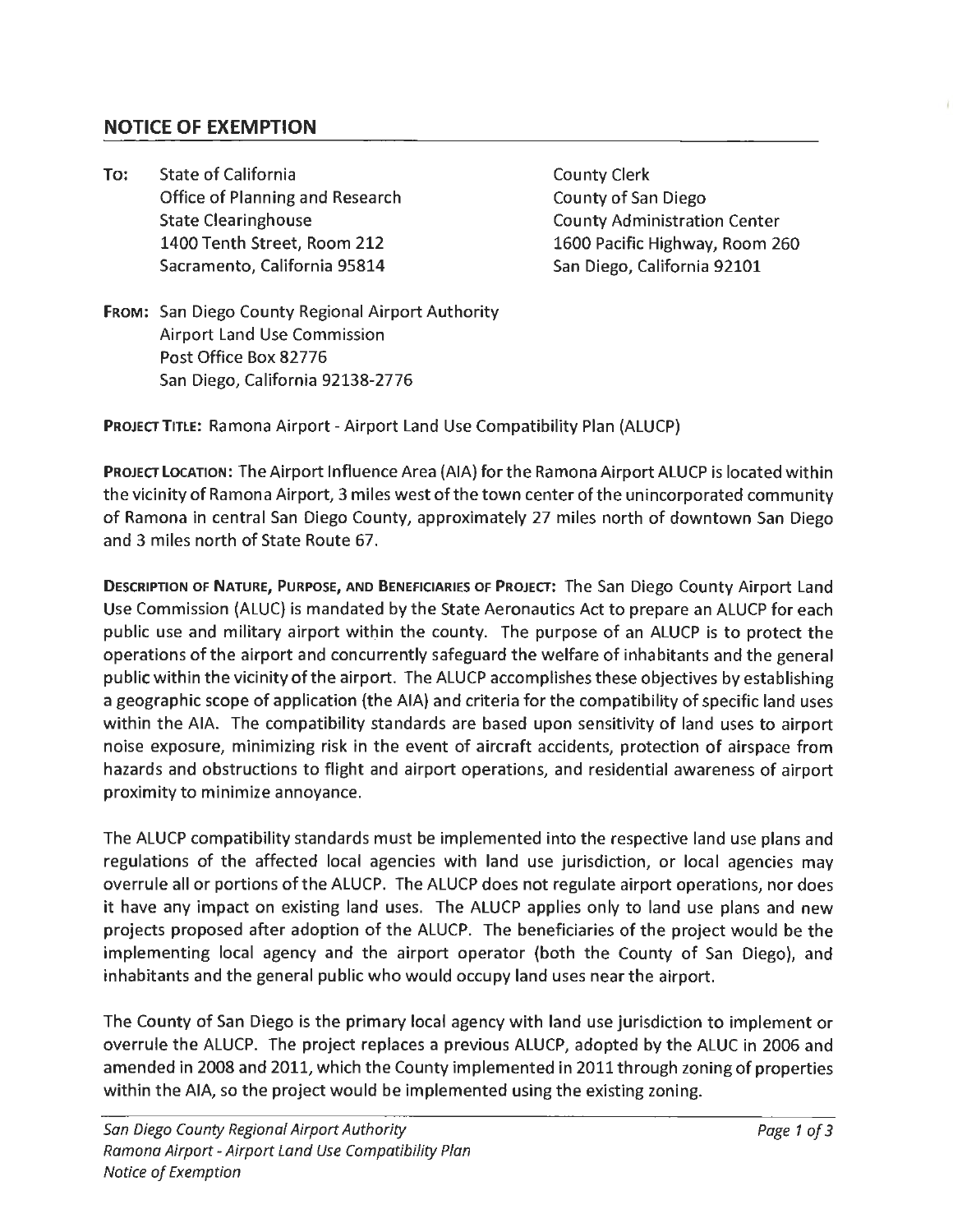## NOTICE OF EXEMPTION

**To:** State of California
Office of Planning and Research
State Clearinghouse
1400 Tenth Street, Room 212
Sacramento, California 95814

County Clerk
County of San Diego
County Administration Center
1600 Pacific Highway, Room 260
San Diego, California 92101

**From:** San Diego County Regional Airport Authority
Airport Land Use Commission
Post Office Box 82776
San Diego, California 92138-2776

**Project Title:** Ramona Airport - Airport Land Use Compatibility Plan (ALUCP)

**Project Location:** The Airport Influence Area (AIA) for the Ramona Airport ALUCP is located within the vicinity of Ramona Airport, 3 miles west of the town center of the unincorporated community of Ramona in central San Diego County, approximately 27 miles north of downtown San Diego and 3 miles north of State Route 67.

**Description of Nature, Purpose, and Beneficiaries of Project:** The San Diego County Airport Land Use Commission (ALUC) is mandated by the State Aeronautics Act to prepare an ALUCP for each public use and military airport within the county. The purpose of an ALUCP is to protect the operations of the airport and concurrently safeguard the welfare of inhabitants and the general public within the vicinity of the airport. The ALUCP accomplishes these objectives by establishing a geographic scope of application (the AIA) and criteria for the compatibility of specific land uses within the AIA. The compatibility standards are based upon sensitivity of land uses to airport noise exposure, minimizing risk in the event of aircraft accidents, protection of airspace from hazards and obstructions to flight and airport operations, and residential awareness of airport proximity to minimize annoyance.

The ALUCP compatibility standards must be implemented into the respective land use plans and regulations of the affected local agencies with land use jurisdiction, or local agencies may overrule all or portions of the ALUCP. The ALUCP does not regulate airport operations, nor does it have any impact on existing land uses. The ALUCP applies only to land use plans and new projects proposed after adoption of the ALUCP. The beneficiaries of the project would be the implementing local agency and the airport operator (both the County of San Diego), and inhabitants and the general public who would occupy land uses near the airport.

The County of San Diego is the primary local agency with land use jurisdiction to implement or overrule the ALUCP. The project replaces a previous ALUCP, adopted by the ALUC in 2006 and amended in 2008 and 2011, which the County implemented in 2011 through zoning of properties within the AIA, so the project would be implemented using the existing zoning.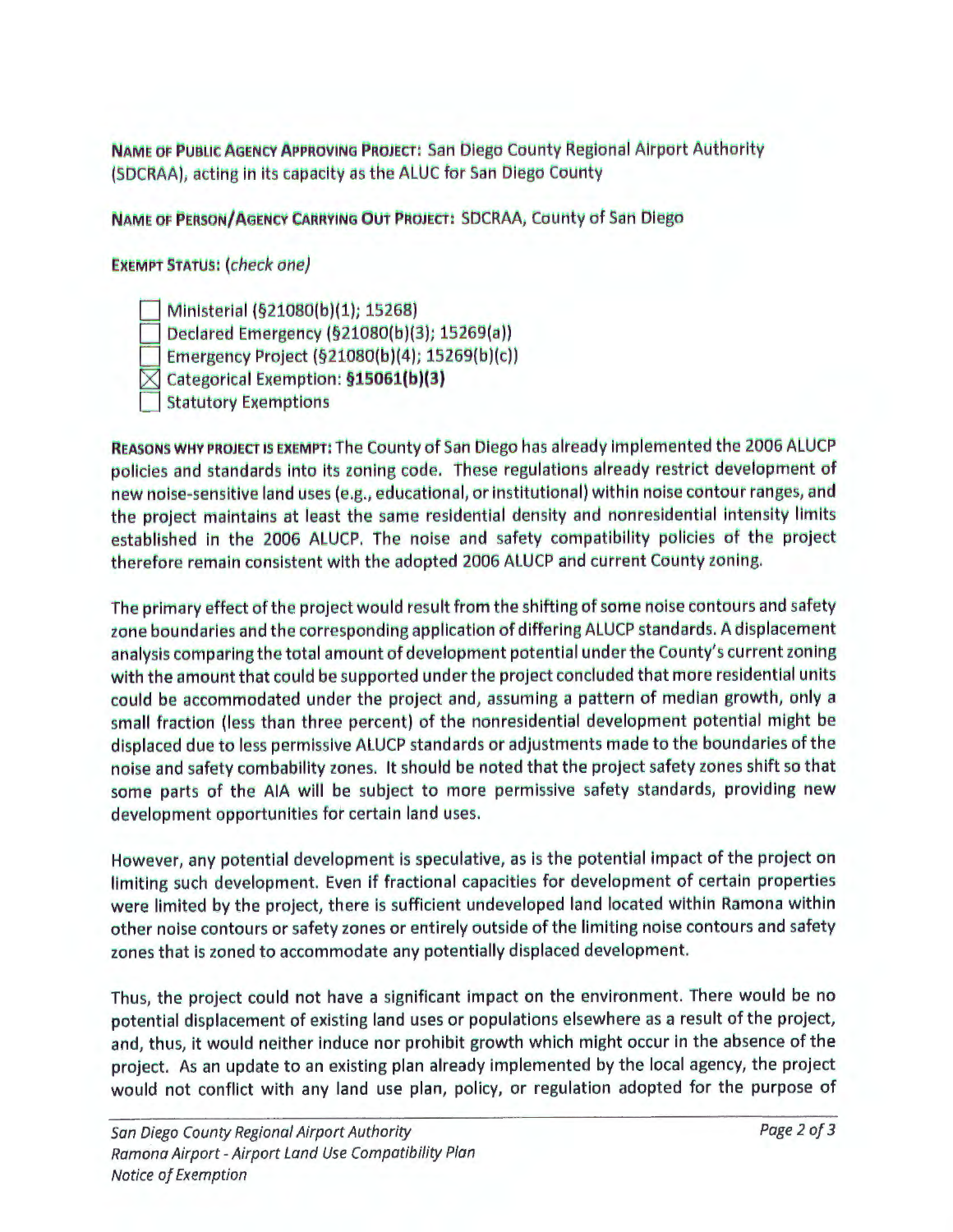**Name of Public Agency Approving Project:** San Diego County Regional Airport Authority (SDCRAA), acting in its capacity as the ALUC for San Diego County

**Name of Person/Agency Carrying Out Project:** SDCRAA, County of San Diego

**Exempt Status:** *(check one)*

- [ ] Ministerial (§21080(b)(1); 15268)
- [ ] Declared Emergency (§21080(b)(3); 15269(a))
- [ ] Emergency Project (§21080(b)(4); 15269(b)(c))
- [x] Categorical Exemption: **§15061(b)(3)**
- [ ] Statutory Exemptions

**Reasons why project is exempt:** The County of San Diego has already implemented the 2006 ALUCP policies and standards into its zoning code. These regulations already restrict development of new noise-sensitive land uses (e.g., educational, or institutional) within noise contour ranges, and the project maintains at least the same residential density and nonresidential intensity limits established in the 2006 ALUCP. The noise and safety compatibility policies of the project therefore remain consistent with the adopted 2006 ALUCP and current County zoning.

The primary effect of the project would result from the shifting of some noise contours and safety zone boundaries and the corresponding application of differing ALUCP standards. A displacement analysis comparing the total amount of development potential under the County's current zoning with the amount that could be supported under the project concluded that more residential units could be accommodated under the project and, assuming a pattern of median growth, only a small fraction (less than three percent) of the nonresidential development potential might be displaced due to less permissive ALUCP standards or adjustments made to the boundaries of the noise and safety combability zones. It should be noted that the project safety zones shift so that some parts of the AIA will be subject to more permissive safety standards, providing new development opportunities for certain land uses.

However, any potential development is speculative, as is the potential impact of the project on limiting such development. Even if fractional capacities for development of certain properties were limited by the project, there is sufficient undeveloped land located within Ramona within other noise contours or safety zones or entirely outside of the limiting noise contours and safety zones that is zoned to accommodate any potentially displaced development.

Thus, the project could not have a significant impact on the environment. There would be no potential displacement of existing land uses or populations elsewhere as a result of the project, and, thus, it would neither induce nor prohibit growth which might occur in the absence of the project. As an update to an existing plan already implemented by the local agency, the project would not conflict with any land use plan, policy, or regulation adopted for the purpose of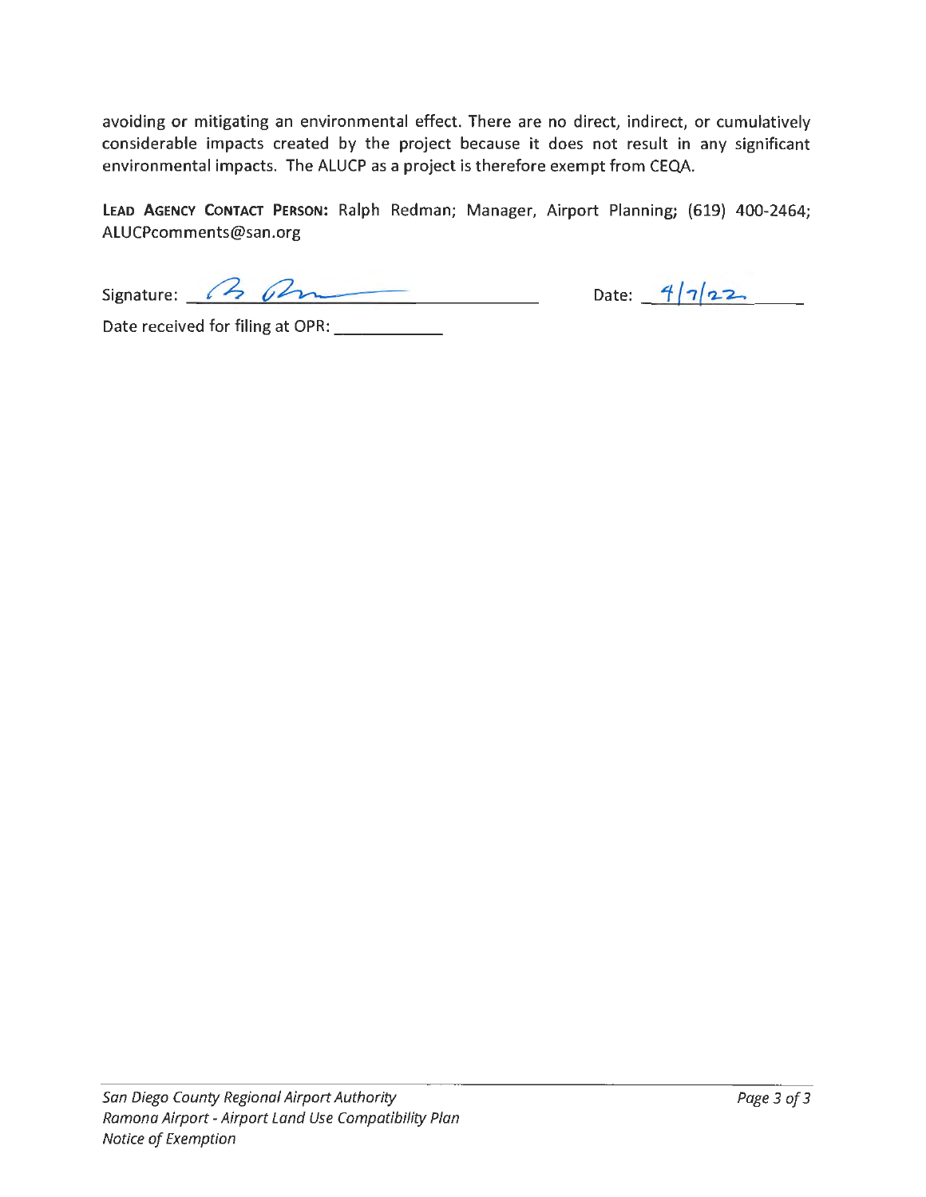avoiding or mitigating an environmental effect. There are no direct, indirect, or cumulatively considerable impacts created by the project because it does not result in any significant environmental impacts. The ALUCP as a project is therefore exempt from CEQA.

**LEAD AGENCY CONTACT PERSON:** Ralph Redman; Manager, Airport Planning; (619) 400-2464; ALUCPcomments@san.org

Signature: ________________ Date: 4/7/22

Date received for filing at OPR: ____________